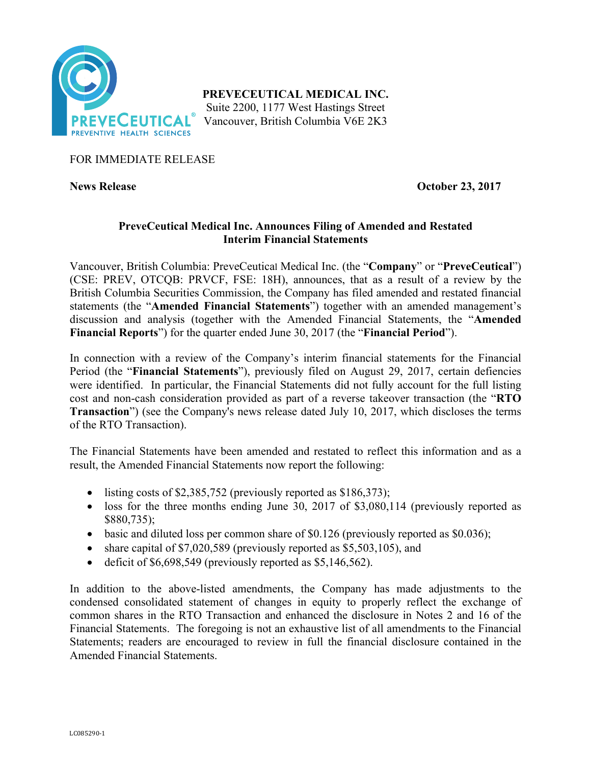**PREVECEUTICAL MEDICAL INC.**
Suite 2200, 1177 West Hastings Street
Vancouver, British Columbia V6E 2K3

FOR IMMEDIATE RELEASE

**News Release** **October 23, 2017**

## PreveCeutical Medical Inc. Announces Filing of Amended and Restated Interim Financial Statements

Vancouver, British Columbia: PreveCeutical Medical Inc. (the "**Company**" or "**PreveCeutical**") (CSE: PREV, OTCQB: PRVCF, FSE: 18H), announces, that as a result of a review by the British Columbia Securities Commission, the Company has filed amended and restated financial statements (the "**Amended Financial Statements**") together with an amended management's discussion and analysis (together with the Amended Financial Statements, the "**Amended Financial Reports**") for the quarter ended June 30, 2017 (the "**Financial Period**").

In connection with a review of the Company's interim financial statements for the Financial Period (the "**Financial Statements**"), previously filed on August 29, 2017, certain defiencies were identified. In particular, the Financial Statements did not fully account for the full listing cost and non-cash consideration provided as part of a reverse takeover transaction (the "**RTO Transaction**") (see the Company's news release dated July 10, 2017, which discloses the terms of the RTO Transaction).

The Financial Statements have been amended and restated to reflect this information and as a result, the Amended Financial Statements now report the following:

- listing costs of $2,385,752 (previously reported as $186,373);
- loss for the three months ending June 30, 2017 of $3,080,114 (previously reported as $880,735);
- basic and diluted loss per common share of $0.126 (previously reported as $0.036);
- share capital of $7,020,589 (previously reported as $5,503,105), and
- deficit of $6,698,549 (previously reported as $5,146,562).

In addition to the above-listed amendments, the Company has made adjustments to the condensed consolidated statement of changes in equity to properly reflect the exchange of common shares in the RTO Transaction and enhanced the disclosure in Notes 2 and 16 of the Financial Statements. The foregoing is not an exhaustive list of all amendments to the Financial Statements; readers are encouraged to review in full the financial disclosure contained in the Amended Financial Statements.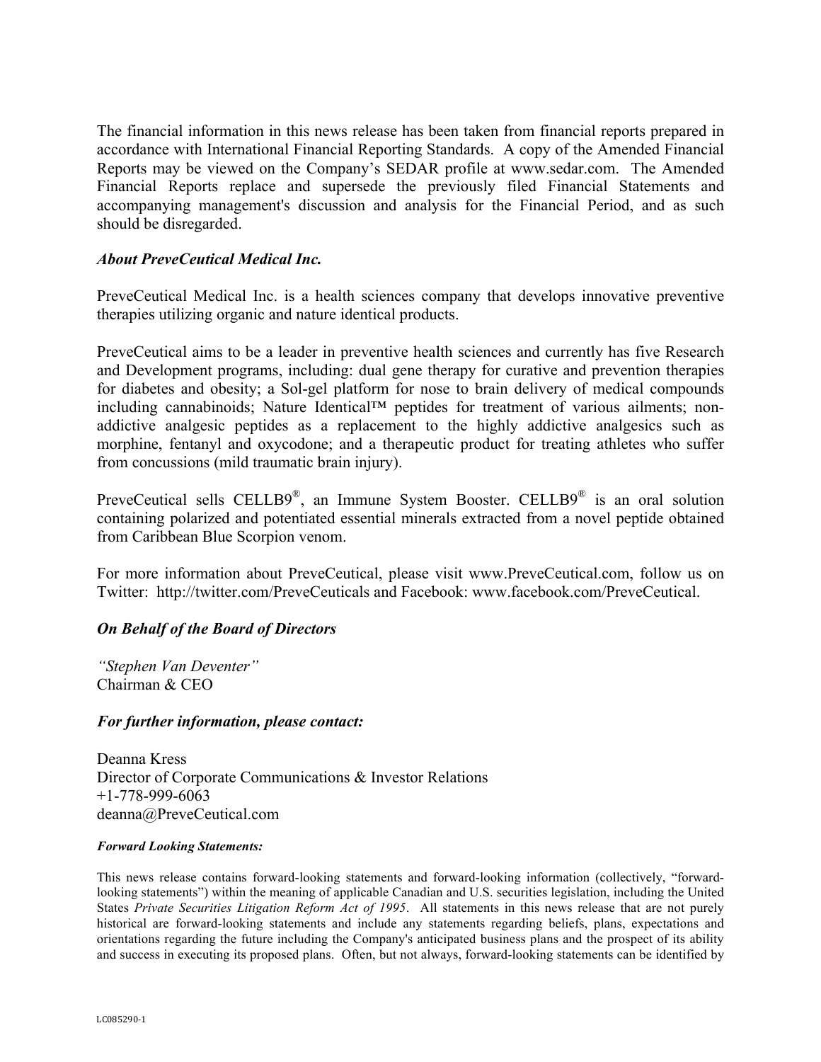The financial information in this news release has been taken from financial reports prepared in accordance with International Financial Reporting Standards. A copy of the Amended Financial Reports may be viewed on the Company's SEDAR profile at www.sedar.com. The Amended Financial Reports replace and supersede the previously filed Financial Statements and accompanying management's discussion and analysis for the Financial Period, and as such should be disregarded.

***About PreveCeutical Medical Inc.***

PreveCeutical Medical Inc. is a health sciences company that develops innovative preventive therapies utilizing organic and nature identical products.

PreveCeutical aims to be a leader in preventive health sciences and currently has five Research and Development programs, including: dual gene therapy for curative and prevention therapies for diabetes and obesity; a Sol-gel platform for nose to brain delivery of medical compounds including cannabinoids; Nature Identical™ peptides for treatment of various ailments; non-addictive analgesic peptides as a replacement to the highly addictive analgesics such as morphine, fentanyl and oxycodone; and a therapeutic product for treating athletes who suffer from concussions (mild traumatic brain injury).

PreveCeutical sells CELLB9®, an Immune System Booster. CELLB9® is an oral solution containing polarized and potentiated essential minerals extracted from a novel peptide obtained from Caribbean Blue Scorpion venom.

For more information about PreveCeutical, please visit www.PreveCeutical.com, follow us on Twitter: http://twitter.com/PreveCeuticals and Facebook: www.facebook.com/PreveCeutical.

***On Behalf of the Board of Directors***

*"Stephen Van Deventer"*
Chairman & CEO

***For further information, please contact:***

Deanna Kress
Director of Corporate Communications & Investor Relations
+1-778-999-6063
deanna@PreveCeutical.com

***Forward Looking Statements:***

This news release contains forward-looking statements and forward-looking information (collectively, "forward-looking statements") within the meaning of applicable Canadian and U.S. securities legislation, including the United States *Private Securities Litigation Reform Act of 1995*. All statements in this news release that are not purely historical are forward-looking statements and include any statements regarding beliefs, plans, expectations and orientations regarding the future including the Company's anticipated business plans and the prospect of its ability and success in executing its proposed plans. Often, but not always, forward-looking statements can be identified by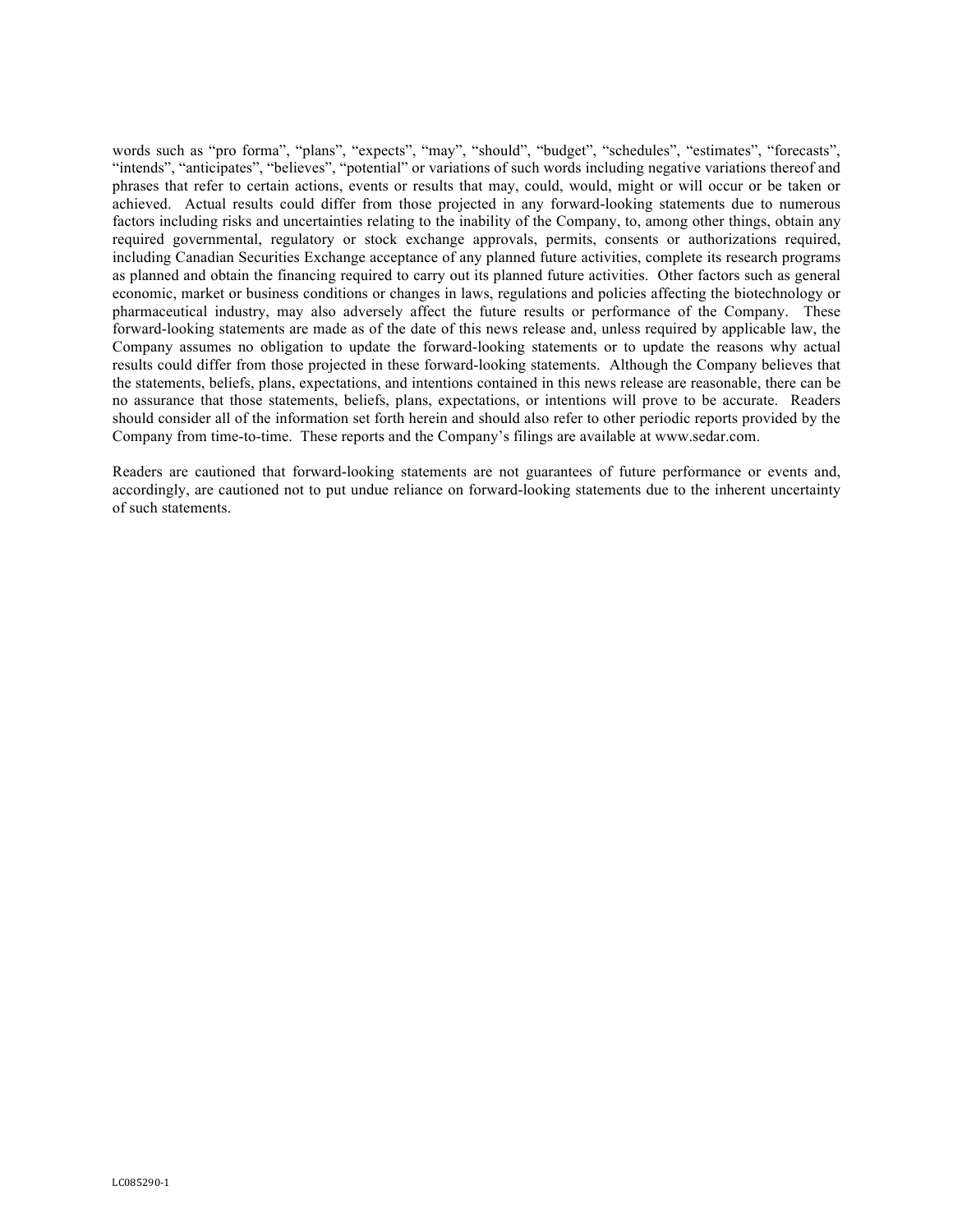words such as "pro forma", "plans", "expects", "may", "should", "budget", "schedules", "estimates", "forecasts", "intends", "anticipates", "believes", "potential" or variations of such words including negative variations thereof and phrases that refer to certain actions, events or results that may, could, would, might or will occur or be taken or achieved. Actual results could differ from those projected in any forward-looking statements due to numerous factors including risks and uncertainties relating to the inability of the Company, to, among other things, obtain any required governmental, regulatory or stock exchange approvals, permits, consents or authorizations required, including Canadian Securities Exchange acceptance of any planned future activities, complete its research programs as planned and obtain the financing required to carry out its planned future activities. Other factors such as general economic, market or business conditions or changes in laws, regulations and policies affecting the biotechnology or pharmaceutical industry, may also adversely affect the future results or performance of the Company. These forward-looking statements are made as of the date of this news release and, unless required by applicable law, the Company assumes no obligation to update the forward-looking statements or to update the reasons why actual results could differ from those projected in these forward-looking statements. Although the Company believes that the statements, beliefs, plans, expectations, and intentions contained in this news release are reasonable, there can be no assurance that those statements, beliefs, plans, expectations, or intentions will prove to be accurate. Readers should consider all of the information set forth herein and should also refer to other periodic reports provided by the Company from time-to-time. These reports and the Company's filings are available at www.sedar.com.

Readers are cautioned that forward-looking statements are not guarantees of future performance or events and, accordingly, are cautioned not to put undue reliance on forward-looking statements due to the inherent uncertainty of such statements.

LC085290-1